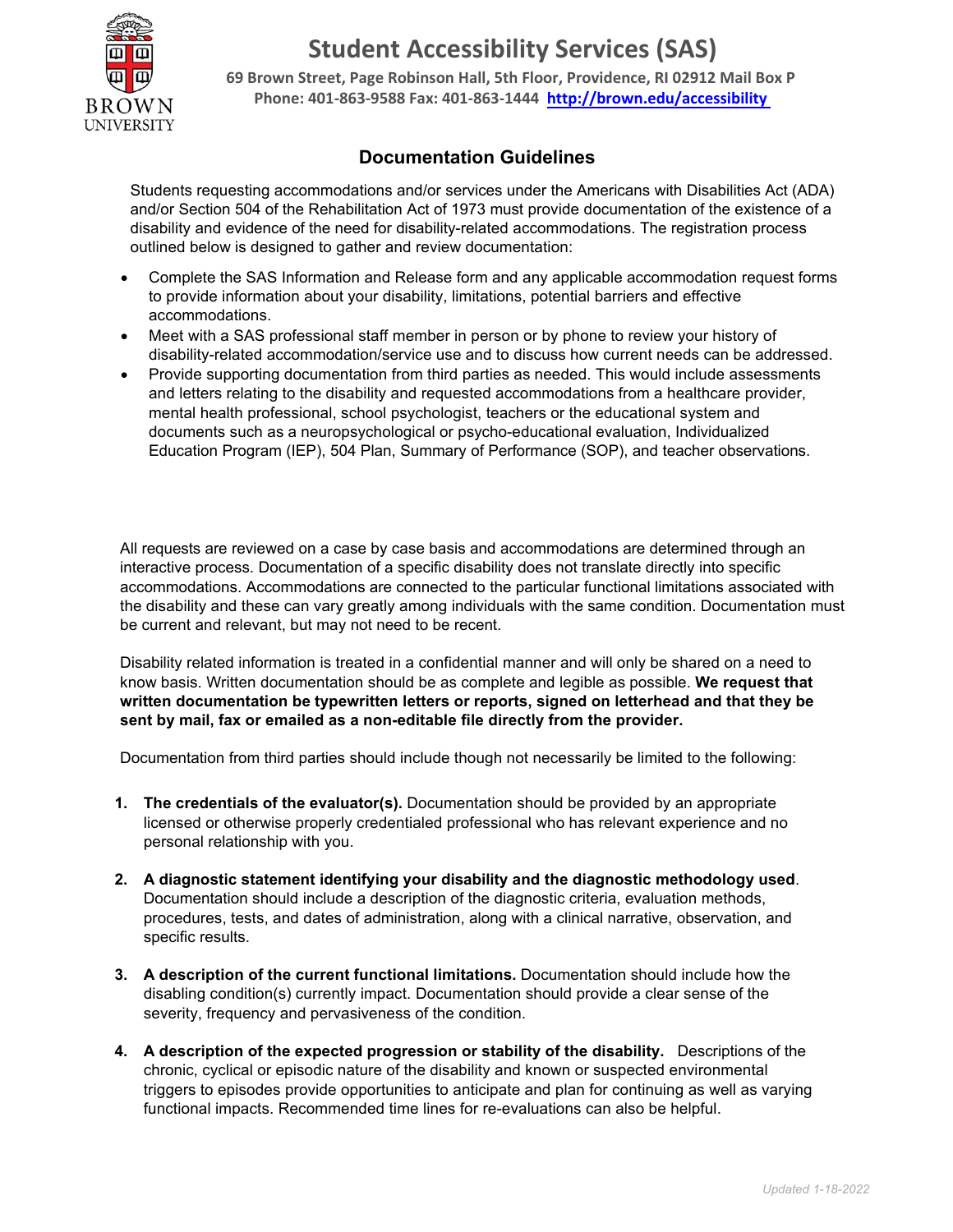# Student Accessibility Services (SAS)

**69 Brown Street, Page Robinson Hall, 5th Floor, Providence, RI 02912 Mail Box P**
**Phone: 401-863-9588 Fax: 401-863-1444 [http://brown.edu/accessibility](http://brown.edu/accessibility)**

## Documentation Guidelines

Students requesting accommodations and/or services under the Americans with Disabilities Act (ADA) and/or Section 504 of the Rehabilitation Act of 1973 must provide documentation of the existence of a disability and evidence of the need for disability-related accommodations. The registration process outlined below is designed to gather and review documentation:

- Complete the SAS Information and Release form and any applicable accommodation request forms to provide information about your disability, limitations, potential barriers and effective accommodations.
- Meet with a SAS professional staff member in person or by phone to review your history of disability-related accommodation/service use and to discuss how current needs can be addressed.
- Provide supporting documentation from third parties as needed. This would include assessments and letters relating to the disability and requested accommodations from a healthcare provider, mental health professional, school psychologist, teachers or the educational system and documents such as a neuropsychological or psycho-educational evaluation, Individualized Education Program (IEP), 504 Plan, Summary of Performance (SOP), and teacher observations.

All requests are reviewed on a case by case basis and accommodations are determined through an interactive process. Documentation of a specific disability does not translate directly into specific accommodations. Accommodations are connected to the particular functional limitations associated with the disability and these can vary greatly among individuals with the same condition. Documentation must be current and relevant, but may not need to be recent.

Disability related information is treated in a confidential manner and will only be shared on a need to know basis. Written documentation should be as complete and legible as possible. **We request that written documentation be typewritten letters or reports, signed on letterhead and that they be sent by mail, fax or emailed as a non-editable file directly from the provider.**

Documentation from third parties should include though not necessarily be limited to the following:

1. **The credentials of the evaluator(s).** Documentation should be provided by an appropriate licensed or otherwise properly credentialed professional who has relevant experience and no personal relationship with you.

2. **A diagnostic statement identifying your disability and the diagnostic methodology used**. Documentation should include a description of the diagnostic criteria, evaluation methods, procedures, tests, and dates of administration, along with a clinical narrative, observation, and specific results.

3. **A description of the current functional limitations.** Documentation should include how the disabling condition(s) currently impact. Documentation should provide a clear sense of the severity, frequency and pervasiveness of the condition.

4. **A description of the expected progression or stability of the disability.** Descriptions of the chronic, cyclical or episodic nature of the disability and known or suspected environmental triggers to episodes provide opportunities to anticipate and plan for continuing as well as varying functional impacts. Recommended time lines for re-evaluations can also be helpful.

*Updated 1-18-2022*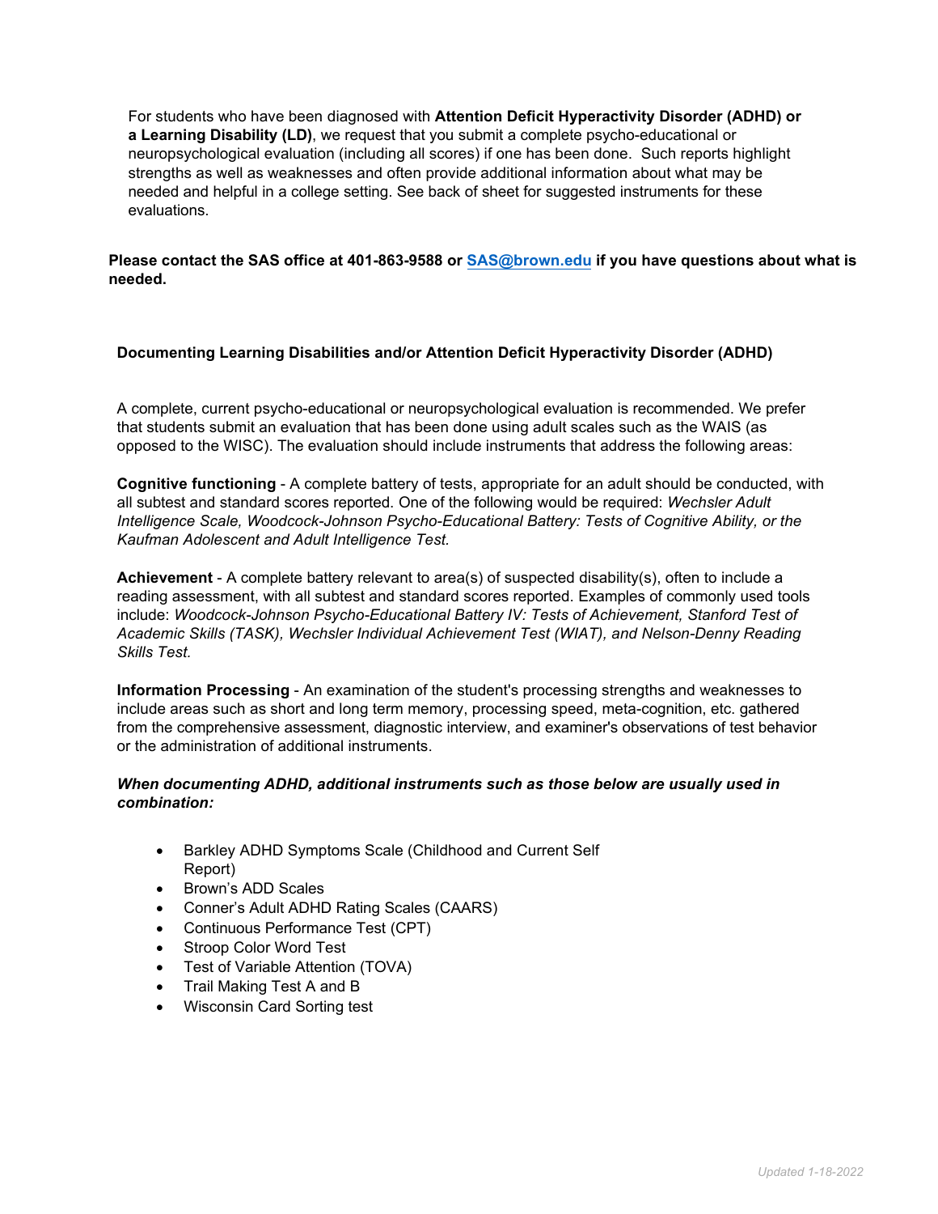For students who have been diagnosed with **Attention Deficit Hyperactivity Disorder (ADHD) or a Learning Disability (LD)**, we request that you submit a complete psycho-educational or neuropsychological evaluation (including all scores) if one has been done. Such reports highlight strengths as well as weaknesses and often provide additional information about what may be needed and helpful in a college setting. See back of sheet for suggested instruments for these evaluations.

**Please contact the SAS office at 401-863-9588 or [SAS@brown.edu](mailto:SAS@brown.edu) if you have questions about what is needed.**

**Documenting Learning Disabilities and/or Attention Deficit Hyperactivity Disorder (ADHD)**

A complete, current psycho-educational or neuropsychological evaluation is recommended. We prefer that students submit an evaluation that has been done using adult scales such as the WAIS (as opposed to the WISC). The evaluation should include instruments that address the following areas:

**Cognitive functioning** - A complete battery of tests, appropriate for an adult should be conducted, with all subtest and standard scores reported. One of the following would be required: *Wechsler Adult Intelligence Scale, Woodcock-Johnson Psycho-Educational Battery: Tests of Cognitive Ability, or the Kaufman Adolescent and Adult Intelligence Test.*

**Achievement** - A complete battery relevant to area(s) of suspected disability(s), often to include a reading assessment, with all subtest and standard scores reported. Examples of commonly used tools include: *Woodcock-Johnson Psycho-Educational Battery IV: Tests of Achievement, Stanford Test of Academic Skills (TASK), Wechsler Individual Achievement Test (WIAT), and Nelson-Denny Reading Skills Test.*

**Information Processing** - An examination of the student's processing strengths and weaknesses to include areas such as short and long term memory, processing speed, meta-cognition, etc. gathered from the comprehensive assessment, diagnostic interview, and examiner's observations of test behavior or the administration of additional instruments.

***When documenting ADHD, additional instruments such as those below are usually used in combination:***

- Barkley ADHD Symptoms Scale (Childhood and Current Self Report)
- Brown's ADD Scales
- Conner's Adult ADHD Rating Scales (CAARS)
- Continuous Performance Test (CPT)
- Stroop Color Word Test
- Test of Variable Attention (TOVA)
- Trail Making Test A and B
- Wisconsin Card Sorting test

*Updated 1-18-2022*